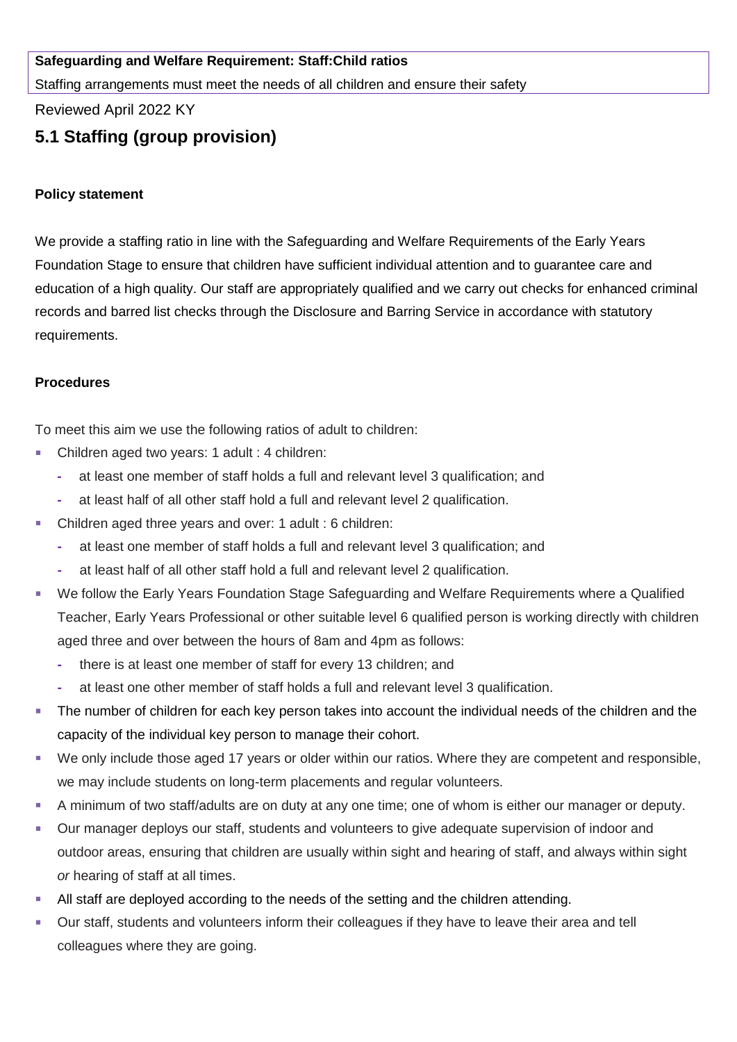**Safeguarding and Welfare Requirement: Staff:Child ratios**

Staffing arrangements must meet the needs of all children and ensure their safety

Reviewed April 2022 KY

## 5.1 Staffing (group provision)

**Policy statement**

We provide a staffing ratio in line with the Safeguarding and Welfare Requirements of the Early Years Foundation Stage to ensure that children have sufficient individual attention and to guarantee care and education of a high quality. Our staff are appropriately qualified and we carry out checks for enhanced criminal records and barred list checks through the Disclosure and Barring Service in accordance with statutory requirements.

**Procedures**

To meet this aim we use the following ratios of adult to children:

- Children aged two years: 1 adult : 4 children:
  - at least one member of staff holds a full and relevant level 3 qualification; and
  - at least half of all other staff hold a full and relevant level 2 qualification.
- Children aged three years and over: 1 adult : 6 children:
  - at least one member of staff holds a full and relevant level 3 qualification; and
  - at least half of all other staff hold a full and relevant level 2 qualification.
- We follow the Early Years Foundation Stage Safeguarding and Welfare Requirements where a Qualified Teacher, Early Years Professional or other suitable level 6 qualified person is working directly with children aged three and over between the hours of 8am and 4pm as follows:
  - there is at least one member of staff for every 13 children; and
  - at least one other member of staff holds a full and relevant level 3 qualification.
- The number of children for each key person takes into account the individual needs of the children and the capacity of the individual key person to manage their cohort.
- We only include those aged 17 years or older within our ratios. Where they are competent and responsible, we may include students on long-term placements and regular volunteers.
- A minimum of two staff/adults are on duty at any one time; one of whom is either our manager or deputy.
- Our manager deploys our staff, students and volunteers to give adequate supervision of indoor and outdoor areas, ensuring that children are usually within sight and hearing of staff, and always within sight *or* hearing of staff at all times.
- All staff are deployed according to the needs of the setting and the children attending.
- Our staff, students and volunteers inform their colleagues if they have to leave their area and tell colleagues where they are going.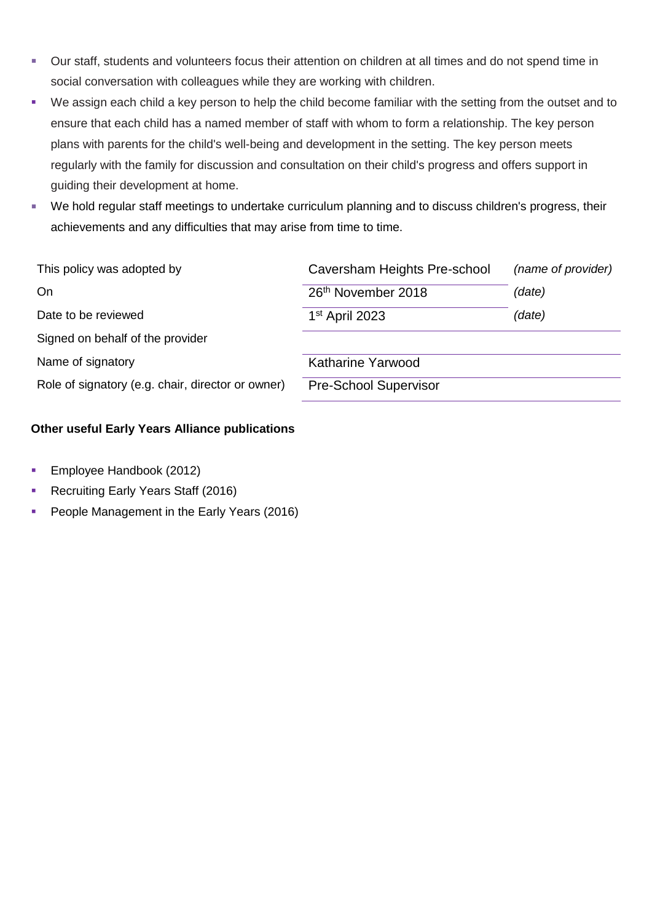- Our staff, students and volunteers focus their attention on children at all times and do not spend time in social conversation with colleagues while they are working with children.
- We assign each child a key person to help the child become familiar with the setting from the outset and to ensure that each child has a named member of staff with whom to form a relationship. The key person plans with parents for the child's well-being and development in the setting. The key person meets regularly with the family for discussion and consultation on their child's progress and offers support in guiding their development at home.
- We hold regular staff meetings to undertake curriculum planning and to discuss children's progress, their achievements and any difficulties that may arise from time to time.

| | | |
|---|---|---|
| This policy was adopted by | Caversham Heights Pre-school | *(name of provider)* |
| On | 26th November 2018 | *(date)* |
| Date to be reviewed | 1st April 2023 | *(date)* |
| Signed on behalf of the provider | | |
| Name of signatory | Katharine Yarwood | |
| Role of signatory (e.g. chair, director or owner) | Pre-School Supervisor | |

**Other useful Early Years Alliance publications**

- Employee Handbook (2012)
- Recruiting Early Years Staff (2016)
- People Management in the Early Years (2016)